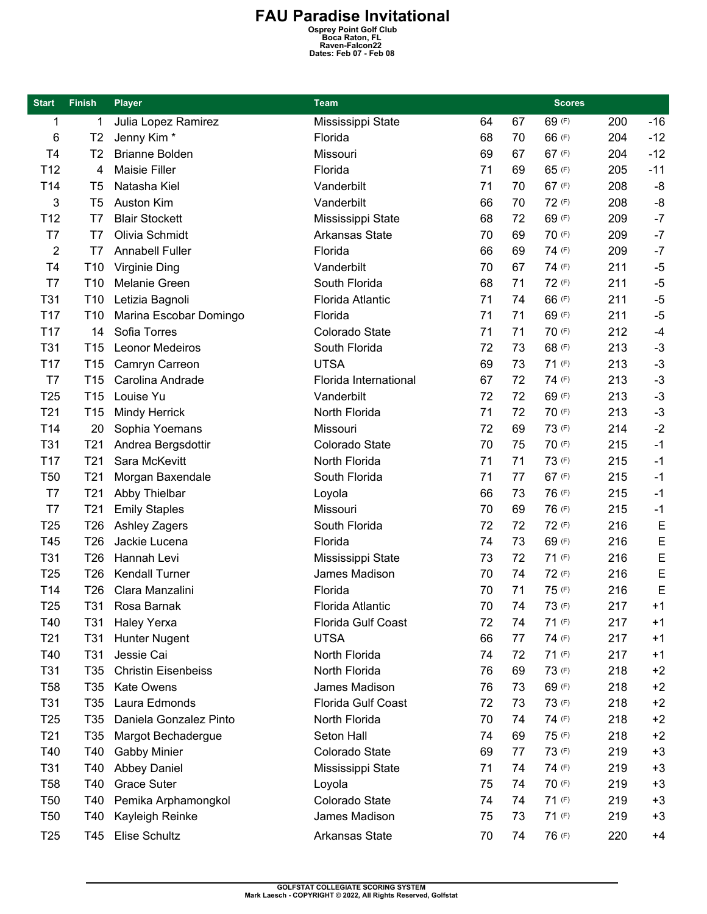# FAU Paradise Invitational

Osprey Point Golf Club
Boca Raton, FL
Raven-Falcon22
Dates: Feb 07 - Feb 08

| Start | Finish | Player | Team | Scores | | | | |
|---|---|---|---|---|---|---|---|---|
| 1 | 1 | Julia Lopez Ramirez | Mississippi State | 64 | 67 | 69 (F) | 200 | -16 |
| 6 | T2 | Jenny Kim * | Florida | 68 | 70 | 66 (F) | 204 | -12 |
| T4 | T2 | Brianne Bolden | Missouri | 69 | 67 | 67 (F) | 204 | -12 |
| T12 | 4 | Maisie Filler | Florida | 71 | 69 | 65 (F) | 205 | -11 |
| T14 | T5 | Natasha Kiel | Vanderbilt | 71 | 70 | 67 (F) | 208 | -8 |
| 3 | T5 | Auston Kim | Vanderbilt | 66 | 70 | 72 (F) | 208 | -8 |
| T12 | T7 | Blair Stockett | Mississippi State | 68 | 72 | 69 (F) | 209 | -7 |
| T7 | T7 | Olivia Schmidt | Arkansas State | 70 | 69 | 70 (F) | 209 | -7 |
| 2 | T7 | Annabell Fuller | Florida | 66 | 69 | 74 (F) | 209 | -7 |
| T4 | T10 | Virginie Ding | Vanderbilt | 70 | 67 | 74 (F) | 211 | -5 |
| T7 | T10 | Melanie Green | South Florida | 68 | 71 | 72 (F) | 211 | -5 |
| T31 | T10 | Letizia Bagnoli | Florida Atlantic | 71 | 74 | 66 (F) | 211 | -5 |
| T17 | T10 | Marina Escobar Domingo | Florida | 71 | 71 | 69 (F) | 211 | -5 |
| T17 | 14 | Sofia Torres | Colorado State | 71 | 71 | 70 (F) | 212 | -4 |
| T31 | T15 | Leonor Medeiros | South Florida | 72 | 73 | 68 (F) | 213 | -3 |
| T17 | T15 | Camryn Carreon | UTSA | 69 | 73 | 71 (F) | 213 | -3 |
| T7 | T15 | Carolina Andrade | Florida International | 67 | 72 | 74 (F) | 213 | -3 |
| T25 | T15 | Louise Yu | Vanderbilt | 72 | 72 | 69 (F) | 213 | -3 |
| T21 | T15 | Mindy Herrick | North Florida | 71 | 72 | 70 (F) | 213 | -3 |
| T14 | 20 | Sophia Yoemans | Missouri | 72 | 69 | 73 (F) | 214 | -2 |
| T31 | T21 | Andrea Bergsdottir | Colorado State | 70 | 75 | 70 (F) | 215 | -1 |
| T17 | T21 | Sara McKevitt | North Florida | 71 | 71 | 73 (F) | 215 | -1 |
| T50 | T21 | Morgan Baxendale | South Florida | 71 | 77 | 67 (F) | 215 | -1 |
| T7 | T21 | Abby Thielbar | Loyola | 66 | 73 | 76 (F) | 215 | -1 |
| T7 | T21 | Emily Staples | Missouri | 70 | 69 | 76 (F) | 215 | -1 |
| T25 | T26 | Ashley Zagers | South Florida | 72 | 72 | 72 (F) | 216 | E |
| T45 | T26 | Jackie Lucena | Florida | 74 | 73 | 69 (F) | 216 | E |
| T31 | T26 | Hannah Levi | Mississippi State | 73 | 72 | 71 (F) | 216 | E |
| T25 | T26 | Kendall Turner | James Madison | 70 | 74 | 72 (F) | 216 | E |
| T14 | T26 | Clara Manzalini | Florida | 70 | 71 | 75 (F) | 216 | E |
| T25 | T31 | Rosa Barnak | Florida Atlantic | 70 | 74 | 73 (F) | 217 | +1 |
| T40 | T31 | Haley Yerxa | Florida Gulf Coast | 72 | 74 | 71 (F) | 217 | +1 |
| T21 | T31 | Hunter Nugent | UTSA | 66 | 77 | 74 (F) | 217 | +1 |
| T40 | T31 | Jessie Cai | North Florida | 74 | 72 | 71 (F) | 217 | +1 |
| T31 | T35 | Christin Eisenbeiss | North Florida | 76 | 69 | 73 (F) | 218 | +2 |
| T58 | T35 | Kate Owens | James Madison | 76 | 73 | 69 (F) | 218 | +2 |
| T31 | T35 | Laura Edmonds | Florida Gulf Coast | 72 | 73 | 73 (F) | 218 | +2 |
| T25 | T35 | Daniela Gonzalez Pinto | North Florida | 70 | 74 | 74 (F) | 218 | +2 |
| T21 | T35 | Margot Bechadergue | Seton Hall | 74 | 69 | 75 (F) | 218 | +2 |
| T40 | T40 | Gabby Minier | Colorado State | 69 | 77 | 73 (F) | 219 | +3 |
| T31 | T40 | Abbey Daniel | Mississippi State | 71 | 74 | 74 (F) | 219 | +3 |
| T58 | T40 | Grace Suter | Loyola | 75 | 74 | 70 (F) | 219 | +3 |
| T50 | T40 | Pemika Arphamongkol | Colorado State | 74 | 74 | 71 (F) | 219 | +3 |
| T50 | T40 | Kayleigh Reinke | James Madison | 75 | 73 | 71 (F) | 219 | +3 |
| T25 | T45 | Elise Schultz | Arkansas State | 70 | 74 | 76 (F) | 220 | +4 |

GOLFSTAT COLLEGIATE SCORING SYSTEM
Mark Laesch - COPYRIGHT © 2022, All Rights Reserved, Golfstat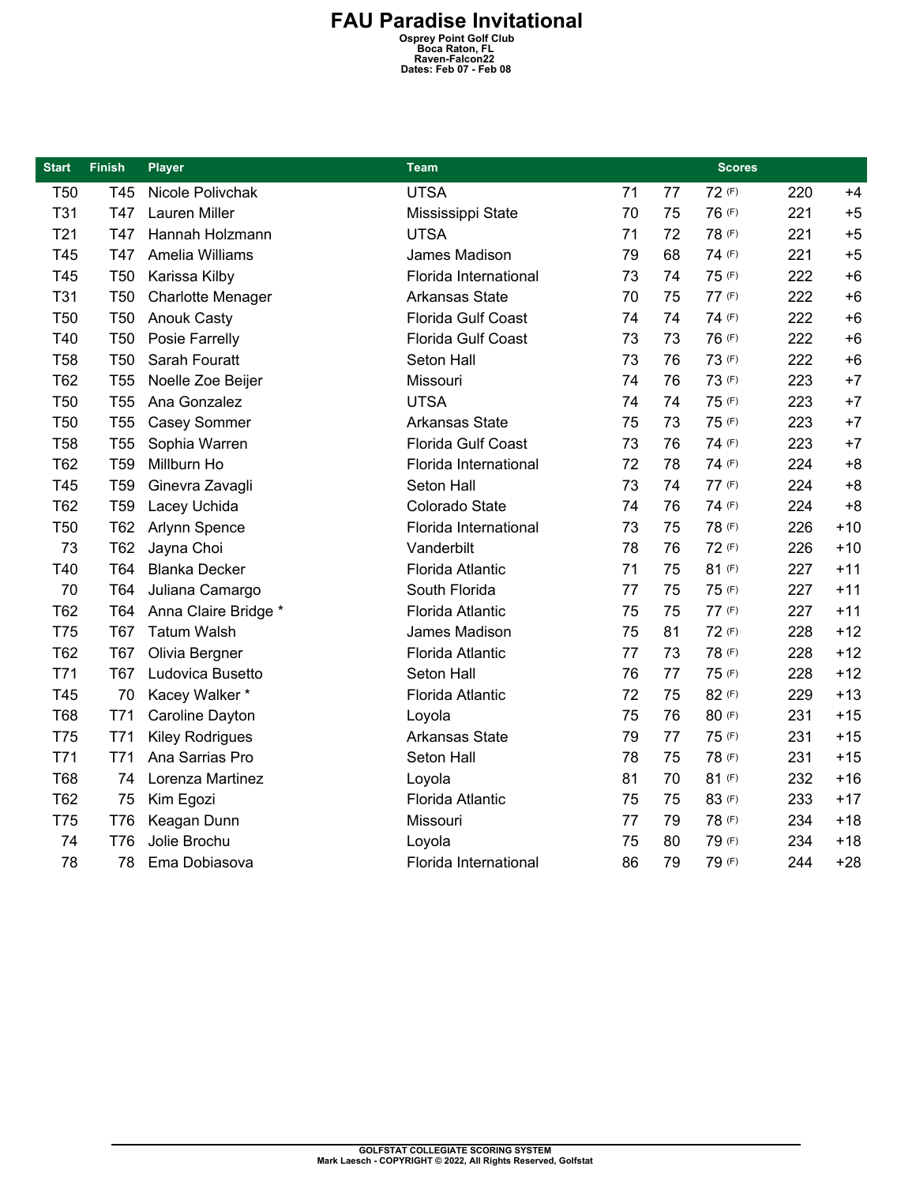# FAU Paradise Invitational

**Osprey Point Golf Club**
**Boca Raton, FL**
**Raven-Falcon22**
**Dates: Feb 07 - Feb 08**

| Start | Finish | Player | Team | Scores | | | | |
|---|---|---|---|---|---|---|---|---|
| T50 | T45 | Nicole Polivchak | UTSA | 71 | 77 | 72 (F) | 220 | +4 |
| T31 | T47 | Lauren Miller | Mississippi State | 70 | 75 | 76 (F) | 221 | +5 |
| T21 | T47 | Hannah Holzmann | UTSA | 71 | 72 | 78 (F) | 221 | +5 |
| T45 | T47 | Amelia Williams | James Madison | 79 | 68 | 74 (F) | 221 | +5 |
| T45 | T50 | Karissa Kilby | Florida International | 73 | 74 | 75 (F) | 222 | +6 |
| T31 | T50 | Charlotte Menager | Arkansas State | 70 | 75 | 77 (F) | 222 | +6 |
| T50 | T50 | Anouk Casty | Florida Gulf Coast | 74 | 74 | 74 (F) | 222 | +6 |
| T40 | T50 | Posie Farrelly | Florida Gulf Coast | 73 | 73 | 76 (F) | 222 | +6 |
| T58 | T50 | Sarah Fouratt | Seton Hall | 73 | 76 | 73 (F) | 222 | +6 |
| T62 | T55 | Noelle Zoe Beijer | Missouri | 74 | 76 | 73 (F) | 223 | +7 |
| T50 | T55 | Ana Gonzalez | UTSA | 74 | 74 | 75 (F) | 223 | +7 |
| T50 | T55 | Casey Sommer | Arkansas State | 75 | 73 | 75 (F) | 223 | +7 |
| T58 | T55 | Sophia Warren | Florida Gulf Coast | 73 | 76 | 74 (F) | 223 | +7 |
| T62 | T59 | Millburn Ho | Florida International | 72 | 78 | 74 (F) | 224 | +8 |
| T45 | T59 | Ginevra Zavagli | Seton Hall | 73 | 74 | 77 (F) | 224 | +8 |
| T62 | T59 | Lacey Uchida | Colorado State | 74 | 76 | 74 (F) | 224 | +8 |
| T50 | T62 | Arlynn Spence | Florida International | 73 | 75 | 78 (F) | 226 | +10 |
| 73 | T62 | Jayna Choi | Vanderbilt | 78 | 76 | 72 (F) | 226 | +10 |
| T40 | T64 | Blanka Decker | Florida Atlantic | 71 | 75 | 81 (F) | 227 | +11 |
| 70 | T64 | Juliana Camargo | South Florida | 77 | 75 | 75 (F) | 227 | +11 |
| T62 | T64 | Anna Claire Bridge * | Florida Atlantic | 75 | 75 | 77 (F) | 227 | +11 |
| T75 | T67 | Tatum Walsh | James Madison | 75 | 81 | 72 (F) | 228 | +12 |
| T62 | T67 | Olivia Bergner | Florida Atlantic | 77 | 73 | 78 (F) | 228 | +12 |
| T71 | T67 | Ludovica Busetto | Seton Hall | 76 | 77 | 75 (F) | 228 | +12 |
| T45 | 70 | Kacey Walker * | Florida Atlantic | 72 | 75 | 82 (F) | 229 | +13 |
| T68 | T71 | Caroline Dayton | Loyola | 75 | 76 | 80 (F) | 231 | +15 |
| T75 | T71 | Kiley Rodrigues | Arkansas State | 79 | 77 | 75 (F) | 231 | +15 |
| T71 | T71 | Ana Sarrias Pro | Seton Hall | 78 | 75 | 78 (F) | 231 | +15 |
| T68 | 74 | Lorenza Martinez | Loyola | 81 | 70 | 81 (F) | 232 | +16 |
| T62 | 75 | Kim Egozi | Florida Atlantic | 75 | 75 | 83 (F) | 233 | +17 |
| T75 | T76 | Keagan Dunn | Missouri | 77 | 79 | 78 (F) | 234 | +18 |
| 74 | T76 | Jolie Brochu | Loyola | 75 | 80 | 79 (F) | 234 | +18 |
| 78 | 78 | Ema Dobiasova | Florida International | 86 | 79 | 79 (F) | 244 | +28 |

**GOLFSTAT COLLEGIATE SCORING SYSTEM**
**Mark Laesch - COPYRIGHT © 2022, All Rights Reserved, Golfstat**